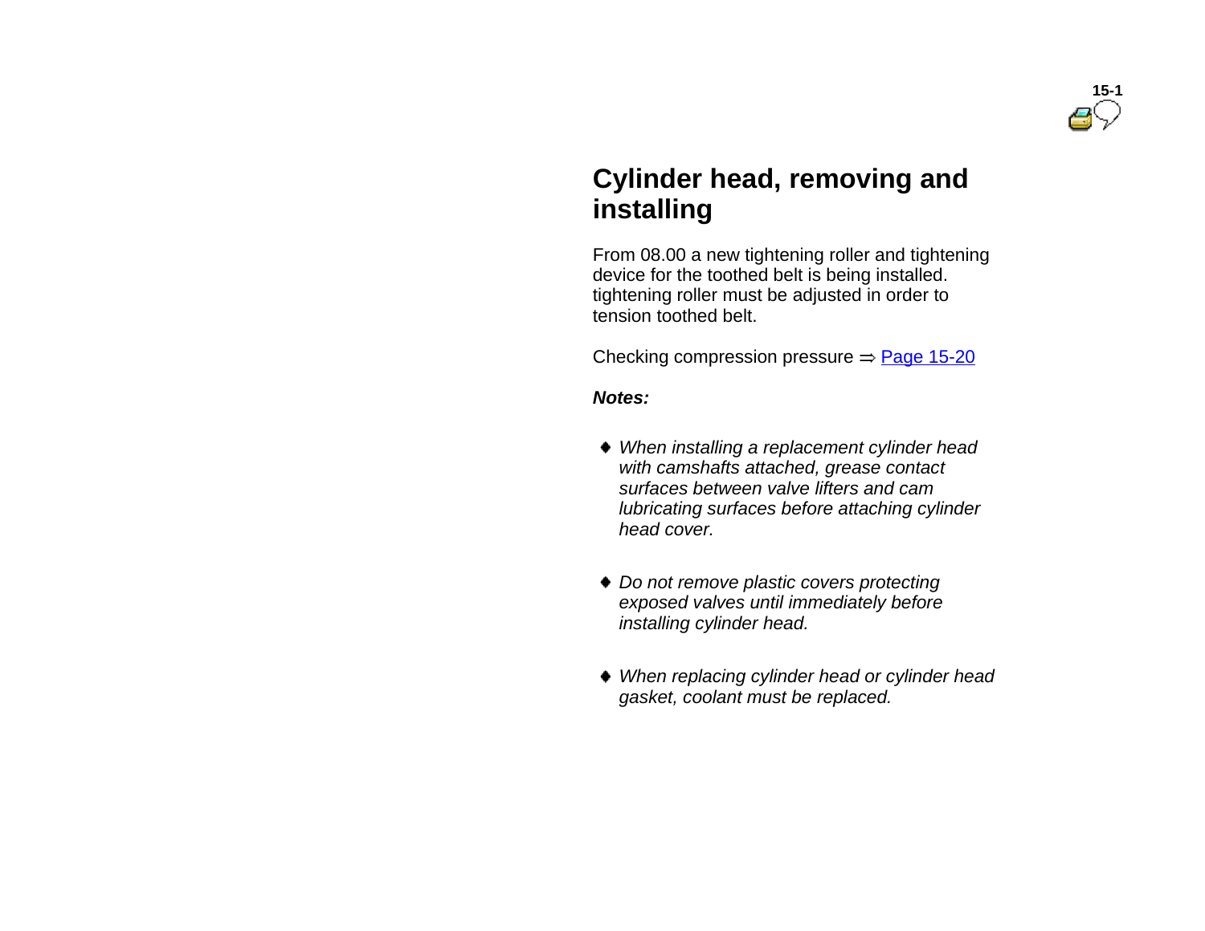# Cylinder head, removing and installing

From 08.00 a new tightening roller and tightening device for the toothed belt is being installed. tightening roller must be adjusted in order to tension toothed belt.

Checking compression pressure ⇒ Page 15-20

***Notes:***

- *When installing a replacement cylinder head with camshafts attached, grease contact surfaces between valve lifters and cam lubricating surfaces before attaching cylinder head cover.*
- *Do not remove plastic covers protecting exposed valves until immediately before installing cylinder head.*
- *When replacing cylinder head or cylinder head gasket, coolant must be replaced.*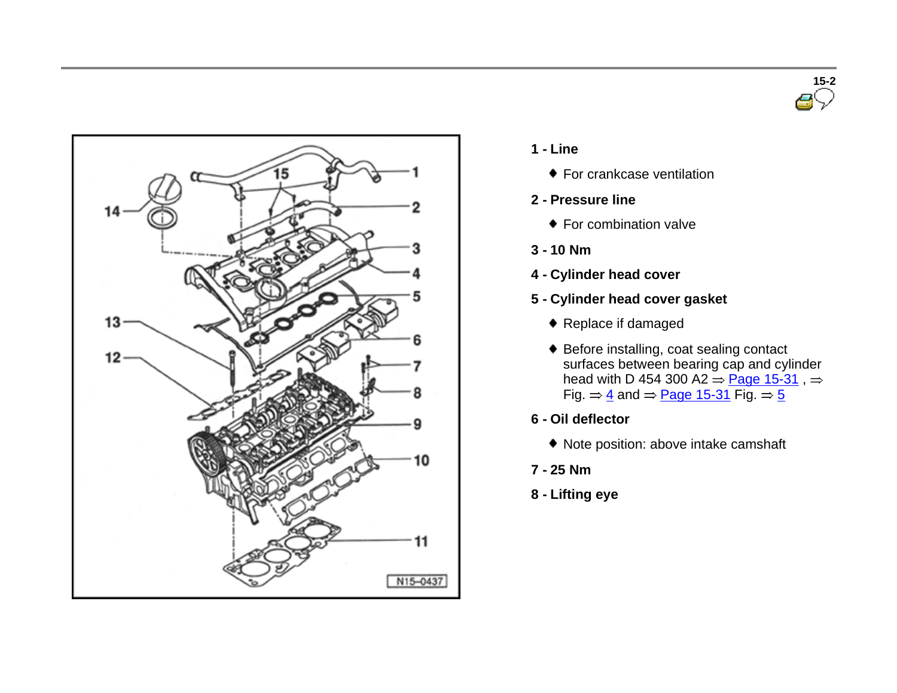**1 - Line**

- For crankcase ventilation

**2 - Pressure line**

- For combination valve

**3 - 10 Nm**

**4 - Cylinder head cover**

**5 - Cylinder head cover gasket**

- Replace if damaged
- Before installing, coat sealing contact surfaces between bearing cap and cylinder head with D 454 300 A2 ⇒ Page 15-31 , ⇒ Fig. ⇒ 4 and ⇒ Page 15-31 Fig. ⇒ 5

**6 - Oil deflector**

- Note position: above intake camshaft

**7 - 25 Nm**

**8 - Lifting eye**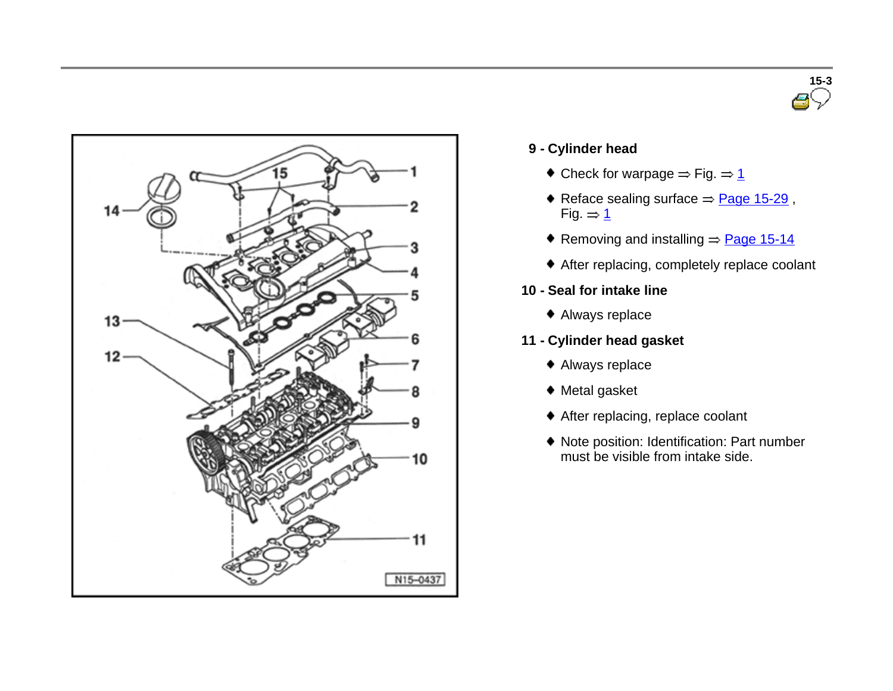**9 - Cylinder head**

- Check for warpage ⇒ Fig. ⇒ 1
- Reface sealing surface ⇒ Page 15-29 , Fig. ⇒ 1
- Removing and installing ⇒ Page 15-14
- After replacing, completely replace coolant

**10 - Seal for intake line**

- Always replace

**11 - Cylinder head gasket**

- Always replace
- Metal gasket
- After replacing, replace coolant
- Note position: Identification: Part number must be visible from intake side.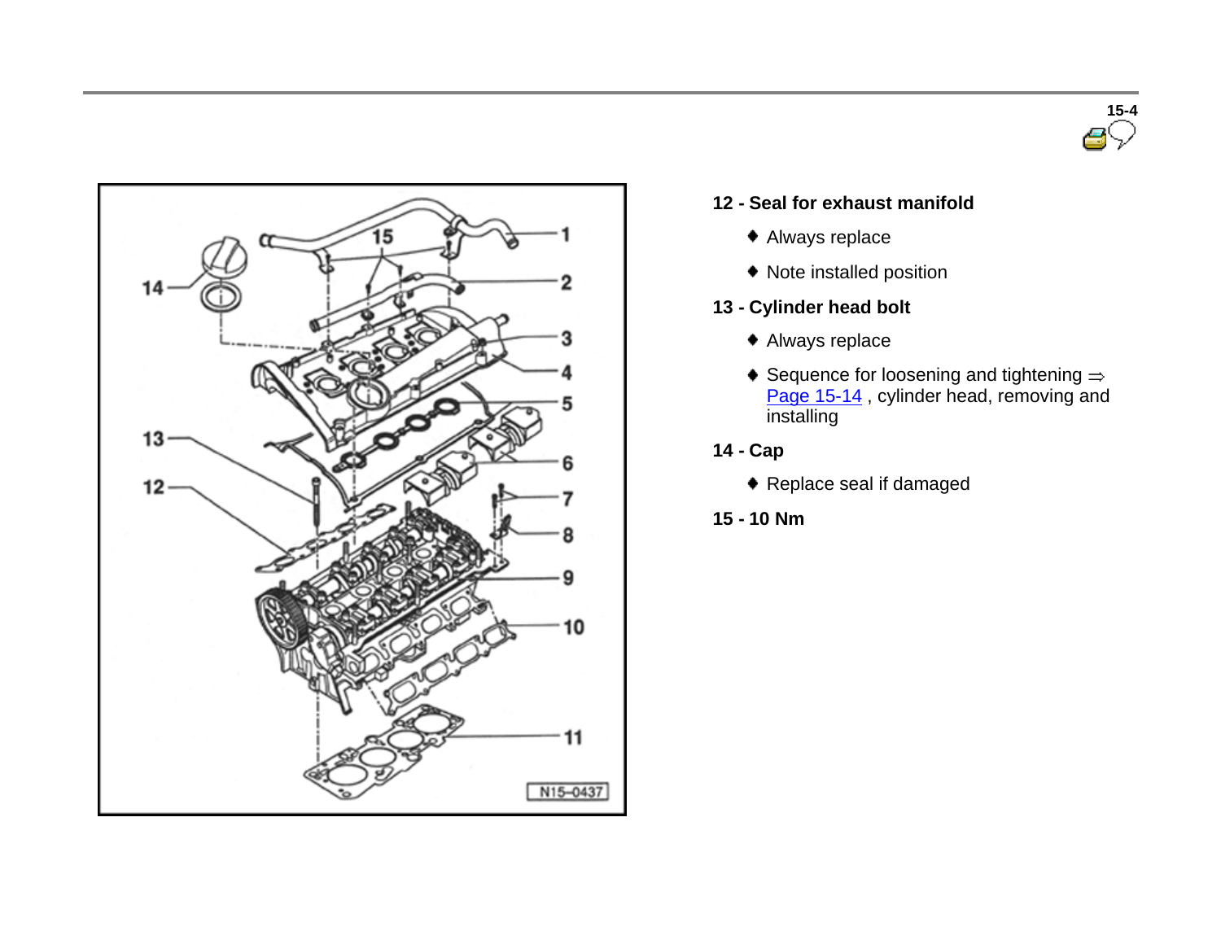**12 - Seal for exhaust manifold**

- Always replace
- Note installed position

**13 - Cylinder head bolt**

- Always replace
- Sequence for loosening and tightening ⇒ Page 15-14 , cylinder head, removing and installing

**14 - Cap**

- Replace seal if damaged

**15 - 10 Nm**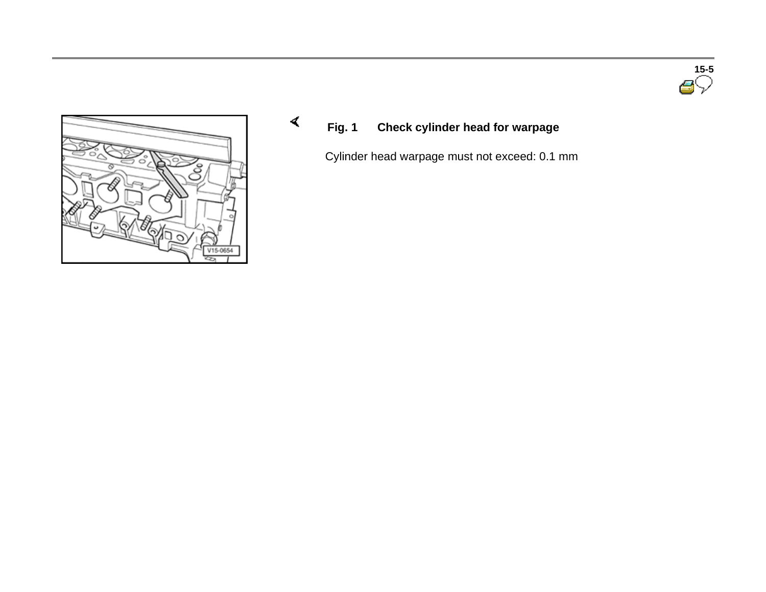**Fig. 1 Check cylinder head for warpage**

Cylinder head warpage must not exceed: 0.1 mm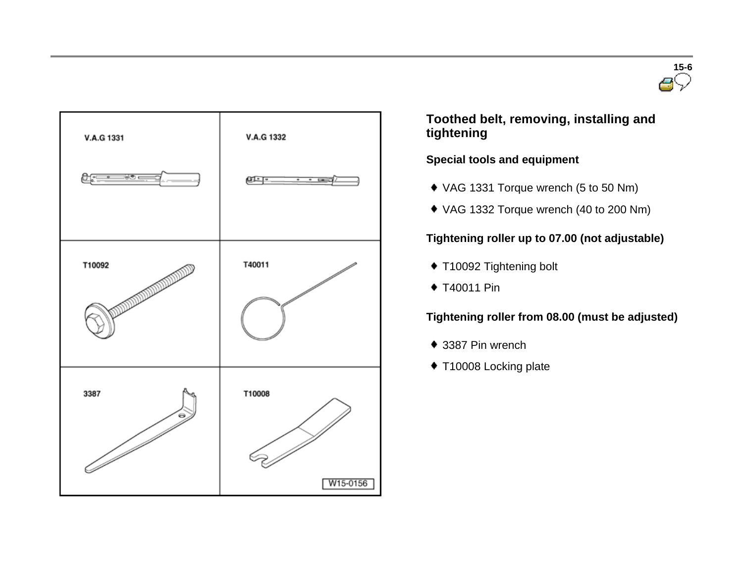## Toothed belt, removing, installing and tightening

### Special tools and equipment

- VAG 1331 Torque wrench (5 to 50 Nm)
- VAG 1332 Torque wrench (40 to 200 Nm)

### Tightening roller up to 07.00 (not adjustable)

- T10092 Tightening bolt
- T40011 Pin

### Tightening roller from 08.00 (must be adjusted)

- 3387 Pin wrench
- T10008 Locking plate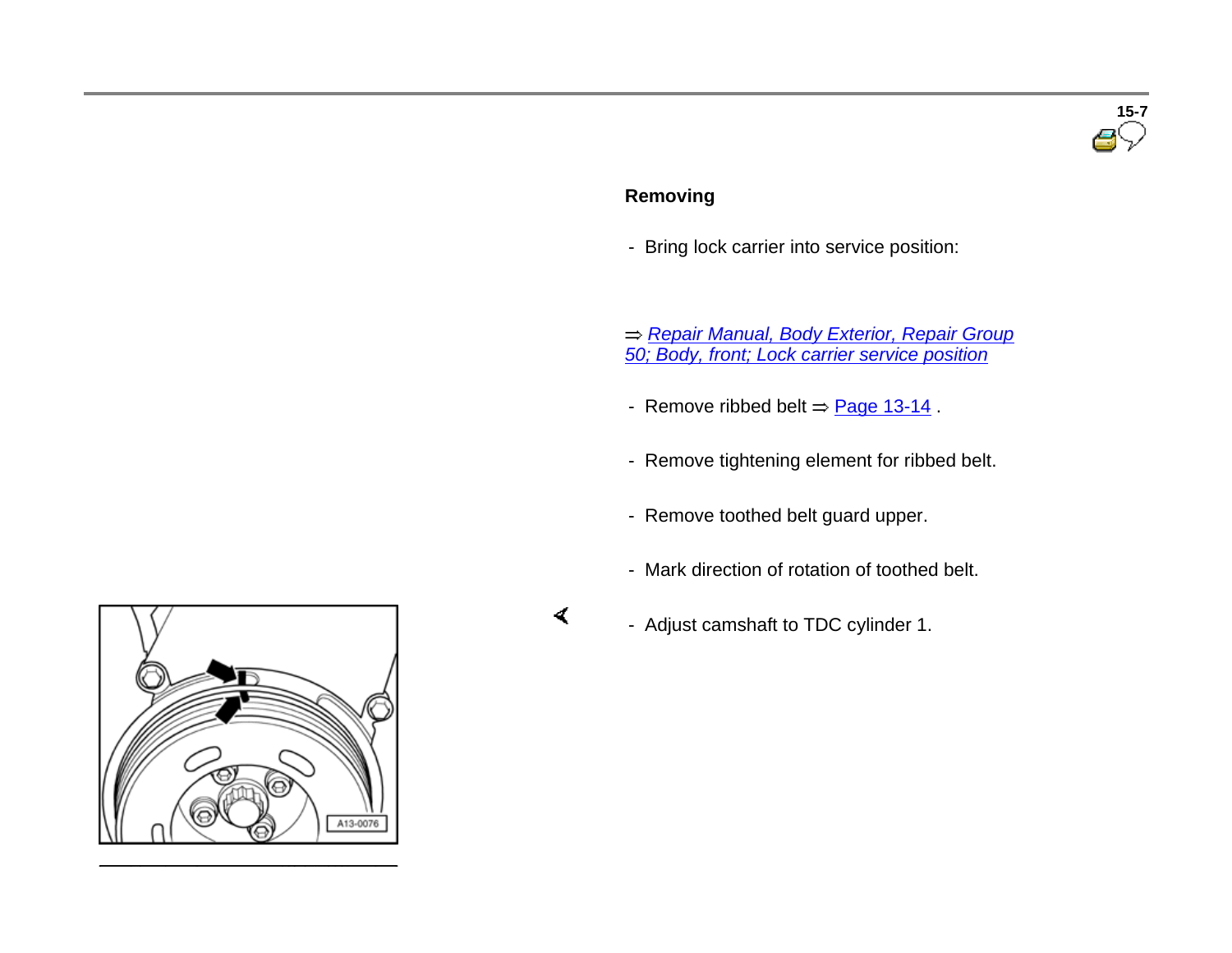## Removing

- Bring lock carrier into service position:

⇒ *Repair Manual, Body Exterior, Repair Group 50; Body, front; Lock carrier service position*

- Remove ribbed belt ⇒ Page 13-14 .

- Remove tightening element for ribbed belt.

- Remove toothed belt guard upper.

- Mark direction of rotation of toothed belt.

- Adjust camshaft to TDC cylinder 1.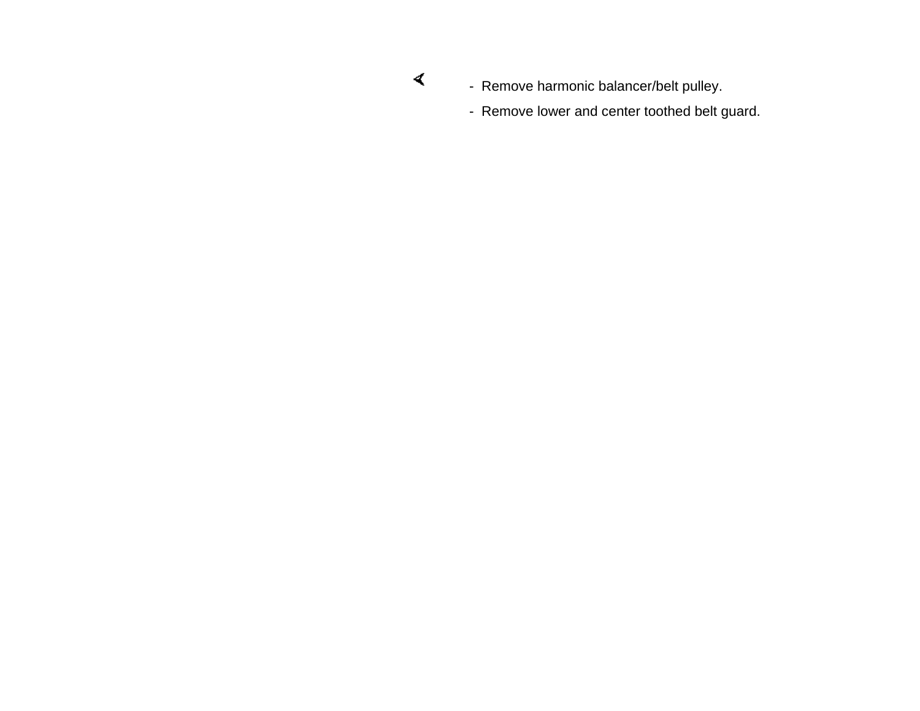- Remove harmonic balancer/belt pulley.
- Remove lower and center toothed belt guard.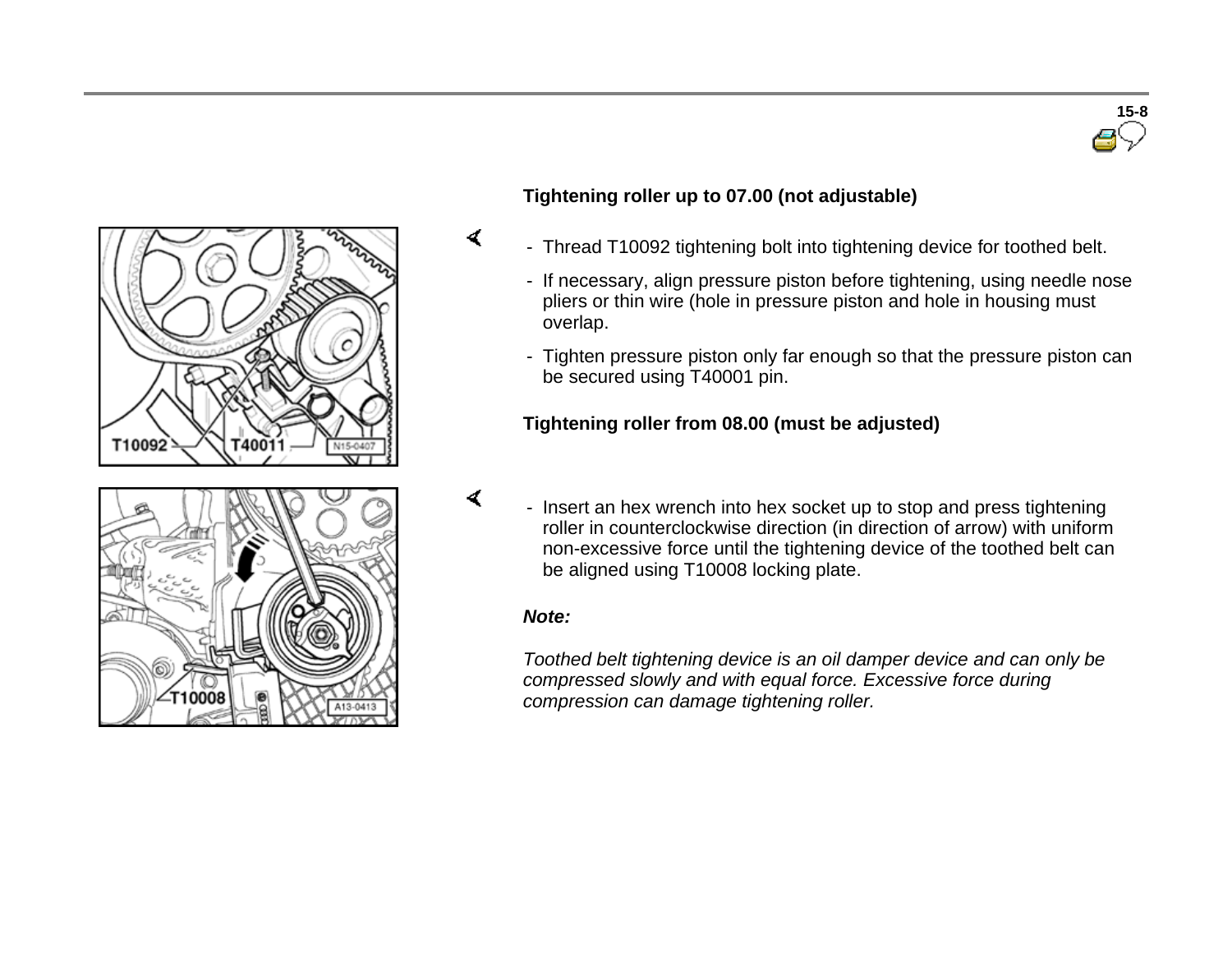### Tightening roller up to 07.00 (not adjustable)

- Thread T10092 tightening bolt into tightening device for toothed belt.
- If necessary, align pressure piston before tightening, using needle nose pliers or thin wire (hole in pressure piston and hole in housing must overlap.
- Tighten pressure piston only far enough so that the pressure piston can be secured using T40001 pin.

### Tightening roller from 08.00 (must be adjusted)

- Insert an hex wrench into hex socket up to stop and press tightening roller in counterclockwise direction (in direction of arrow) with uniform non-excessive force until the tightening device of the toothed belt can be aligned using T10008 locking plate.

***Note:***

*Toothed belt tightening device is an oil damper device and can only be compressed slowly and with equal force. Excessive force during compression can damage tightening roller.*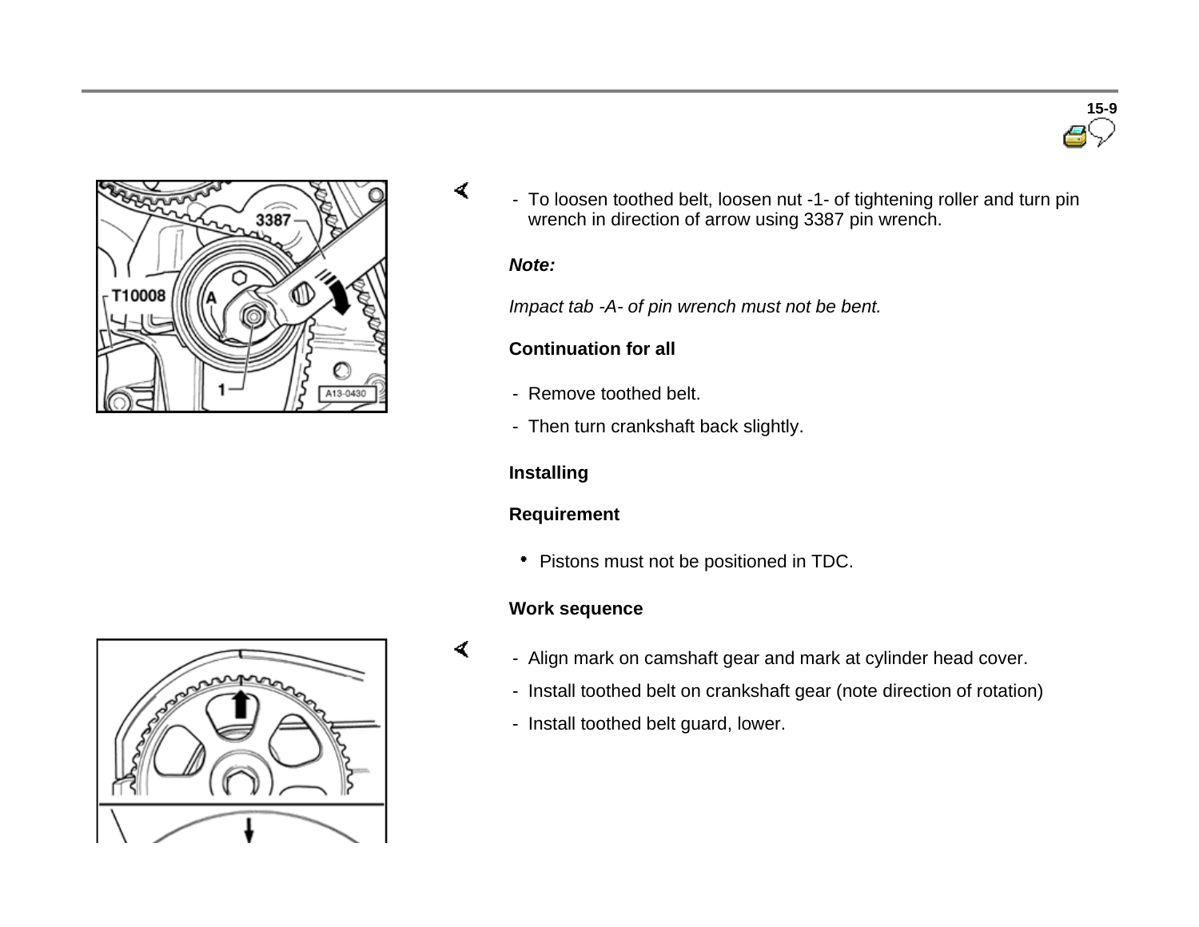- To loosen toothed belt, loosen nut -1- of tightening roller and turn pin wrench in direction of arrow using 3387 pin wrench.

***Note:***

*Impact tab -A- of pin wrench must not be bent.*

**Continuation for all**

- Remove toothed belt.
- Then turn crankshaft back slightly.

**Installing**

**Requirement**

- Pistons must not be positioned in TDC.

**Work sequence**

- Align mark on camshaft gear and mark at cylinder head cover.
- Install toothed belt on crankshaft gear (note direction of rotation)
- Install toothed belt guard, lower.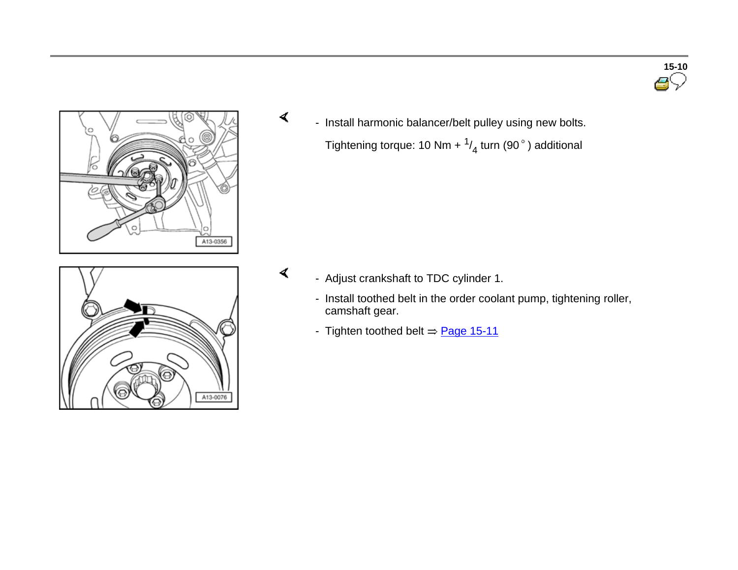- Install harmonic balancer/belt pulley using new bolts.

  Tightening torque: 10 Nm + $^1/_4$ turn (90°) additional

- Adjust crankshaft to TDC cylinder 1.
- Install toothed belt in the order coolant pump, tightening roller, camshaft gear.
- Tighten toothed belt ⇒ Page 15-11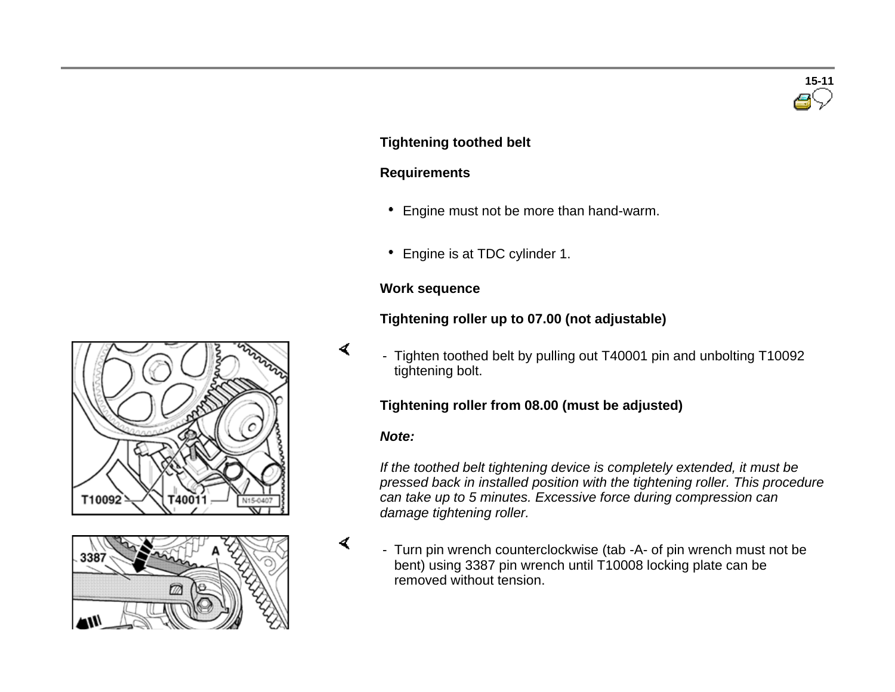## Tightening toothed belt

### Requirements

- Engine must not be more than hand-warm.
- Engine is at TDC cylinder 1.

### Work sequence

### Tightening roller up to 07.00 (not adjustable)

- Tighten toothed belt by pulling out T40001 pin and unbolting T10092 tightening bolt.

### Tightening roller from 08.00 (must be adjusted)

***Note:***

*If the toothed belt tightening device is completely extended, it must be pressed back in installed position with the tightening roller. This procedure can take up to 5 minutes. Excessive force during compression can damage tightening roller.*

- Turn pin wrench counterclockwise (tab -A- of pin wrench must not be bent) using 3387 pin wrench until T10008 locking plate can be removed without tension.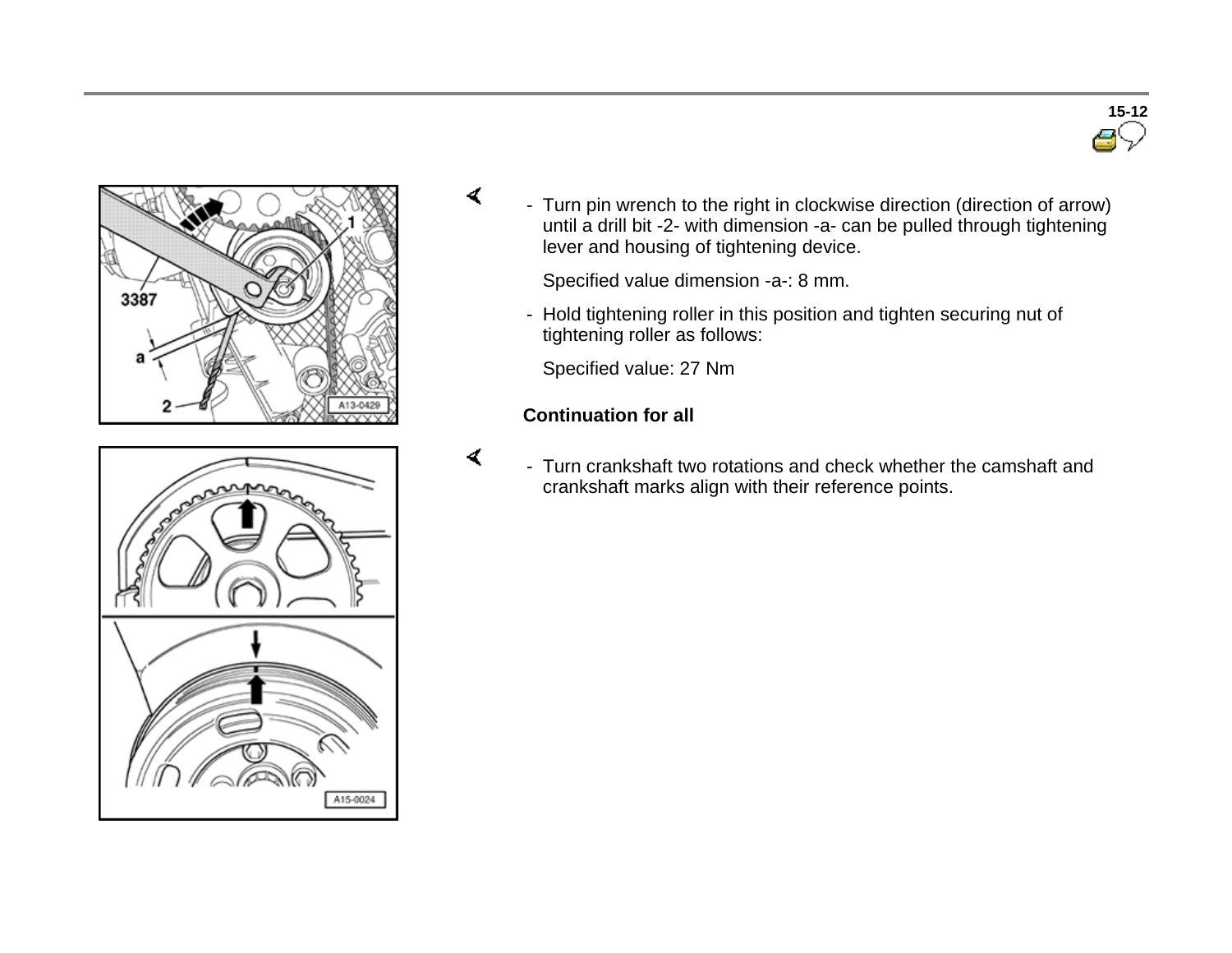- Turn pin wrench to the right in clockwise direction (direction of arrow) until a drill bit -2- with dimension -a- can be pulled through tightening lever and housing of tightening device.

  Specified value dimension -a-: 8 mm.

- Hold tightening roller in this position and tighten securing nut of tightening roller as follows:

  Specified value: 27 Nm

**Continuation for all**

- Turn crankshaft two rotations and check whether the camshaft and crankshaft marks align with their reference points.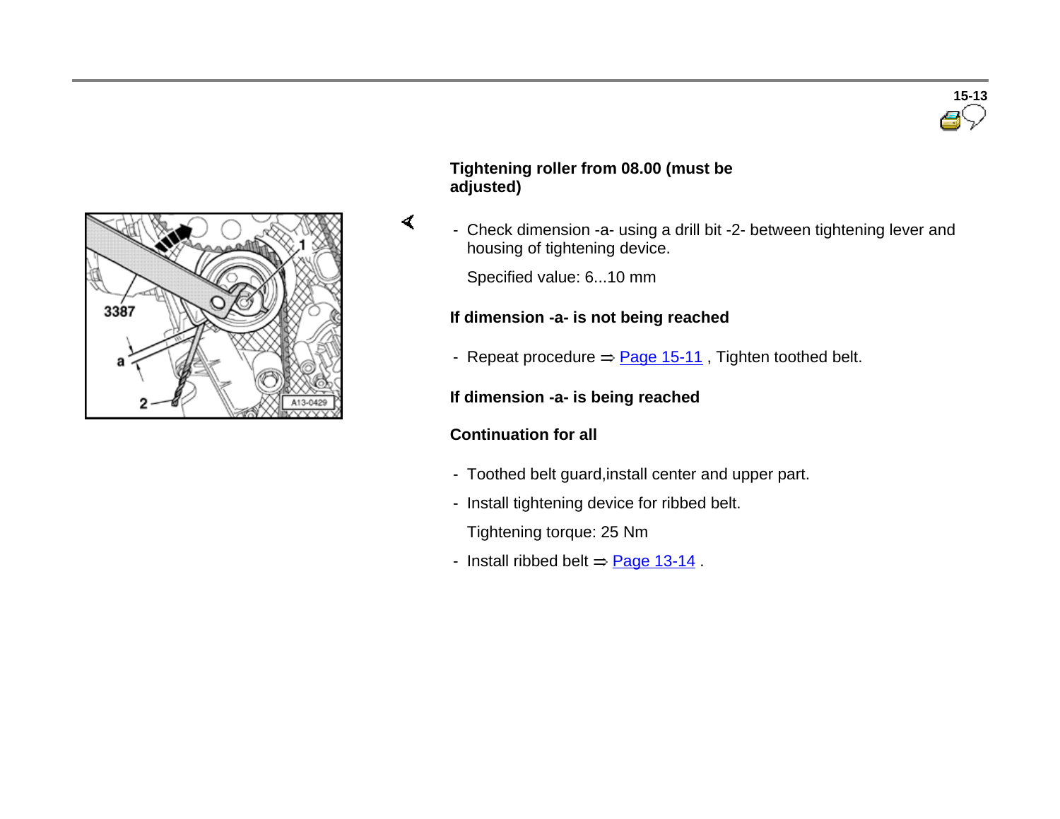**Tightening roller from 08.00 (must be adjusted)**

- Check dimension -a- using a drill bit -2- between tightening lever and housing of tightening device.

  Specified value: 6...10 mm

**If dimension -a- is not being reached**

- Repeat procedure ⇒ Page 15-11 , Tighten toothed belt.

**If dimension -a- is being reached**

**Continuation for all**

- Toothed belt guard,install center and upper part.
- Install tightening device for ribbed belt.

  Tightening torque: 25 Nm

- Install ribbed belt ⇒ Page 13-14 .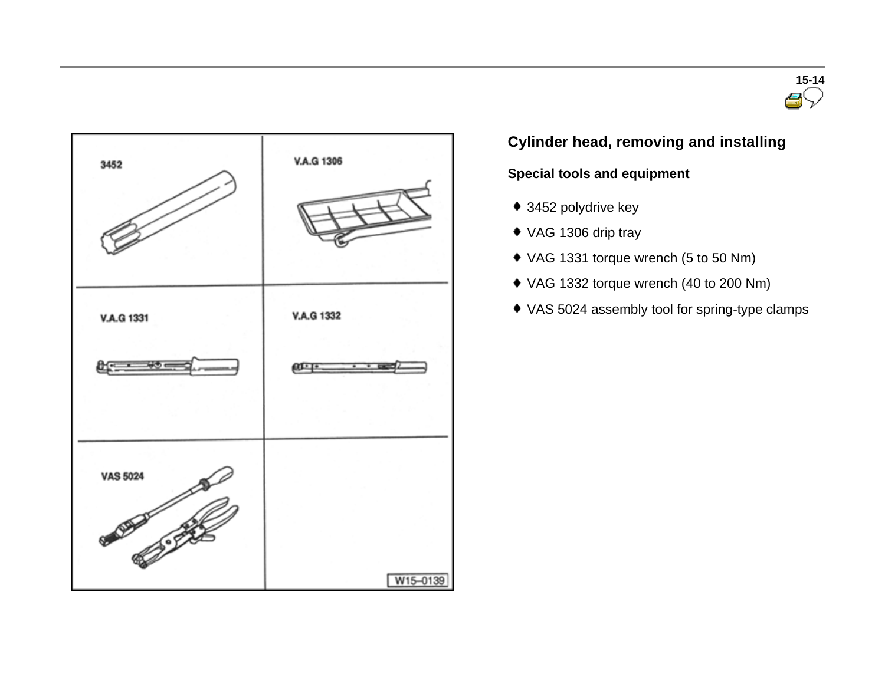## Cylinder head, removing and installing

### Special tools and equipment

- 3452 polydrive key
- VAG 1306 drip tray
- VAG 1331 torque wrench (5 to 50 Nm)
- VAG 1332 torque wrench (40 to 200 Nm)
- VAS 5024 assembly tool for spring-type clamps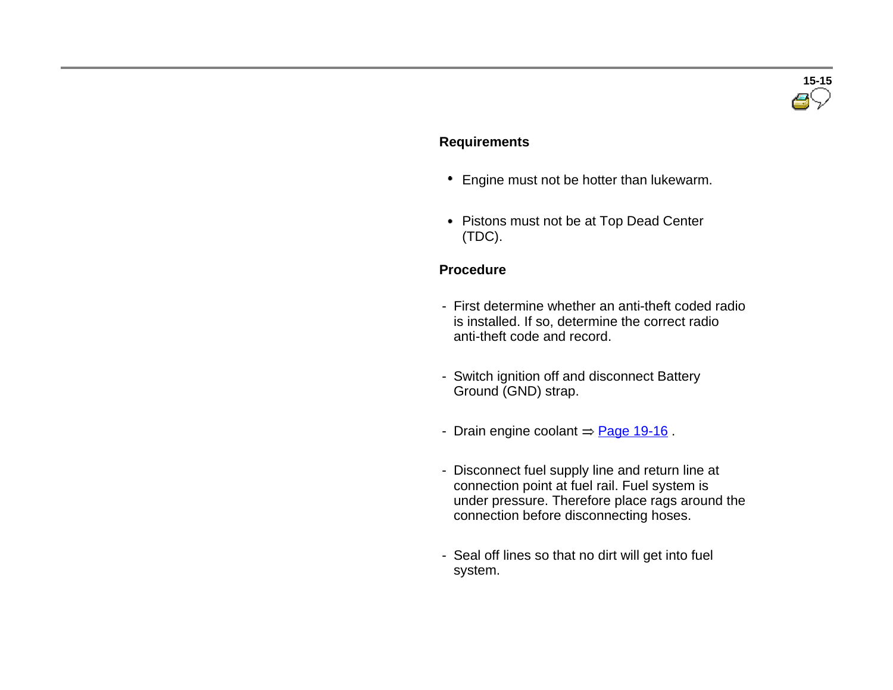**Requirements**

- Engine must not be hotter than lukewarm.
- Pistons must not be at Top Dead Center (TDC).

**Procedure**

- First determine whether an anti-theft coded radio is installed. If so, determine the correct radio anti-theft code and record.
- Switch ignition off and disconnect Battery Ground (GND) strap.
- Drain engine coolant ⇒ Page 19-16 .
- Disconnect fuel supply line and return line at connection point at fuel rail. Fuel system is under pressure. Therefore place rags around the connection before disconnecting hoses.
- Seal off lines so that no dirt will get into fuel system.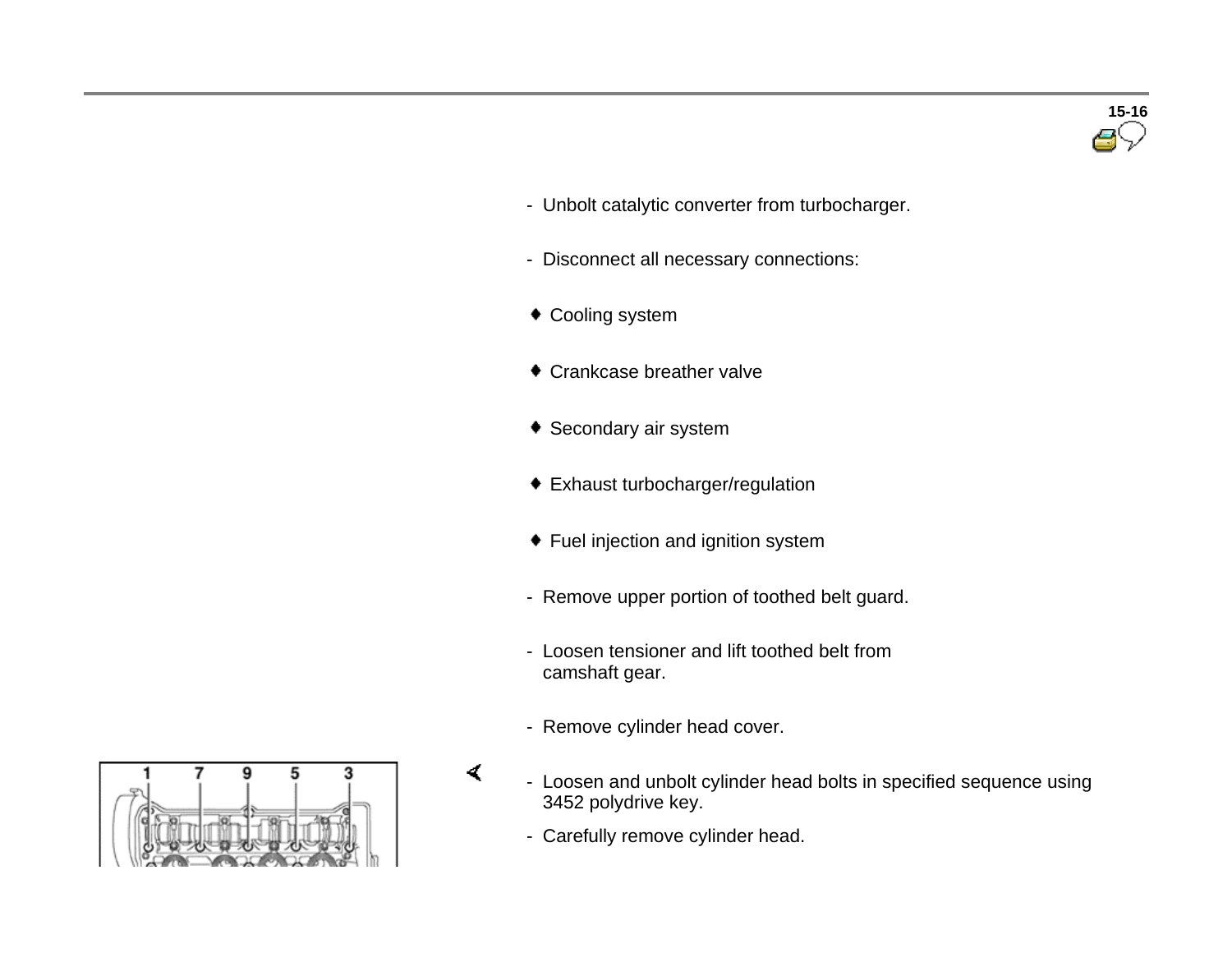- Unbolt catalytic converter from turbocharger.
- Disconnect all necessary connections:
  - Cooling system
  - Crankcase breather valve
  - Secondary air system
  - Exhaust turbocharger/regulation
  - Fuel injection and ignition system
- Remove upper portion of toothed belt guard.
- Loosen tensioner and lift toothed belt from camshaft gear.
- Remove cylinder head cover.
- Loosen and unbolt cylinder head bolts in specified sequence using 3452 polydrive key.
- Carefully remove cylinder head.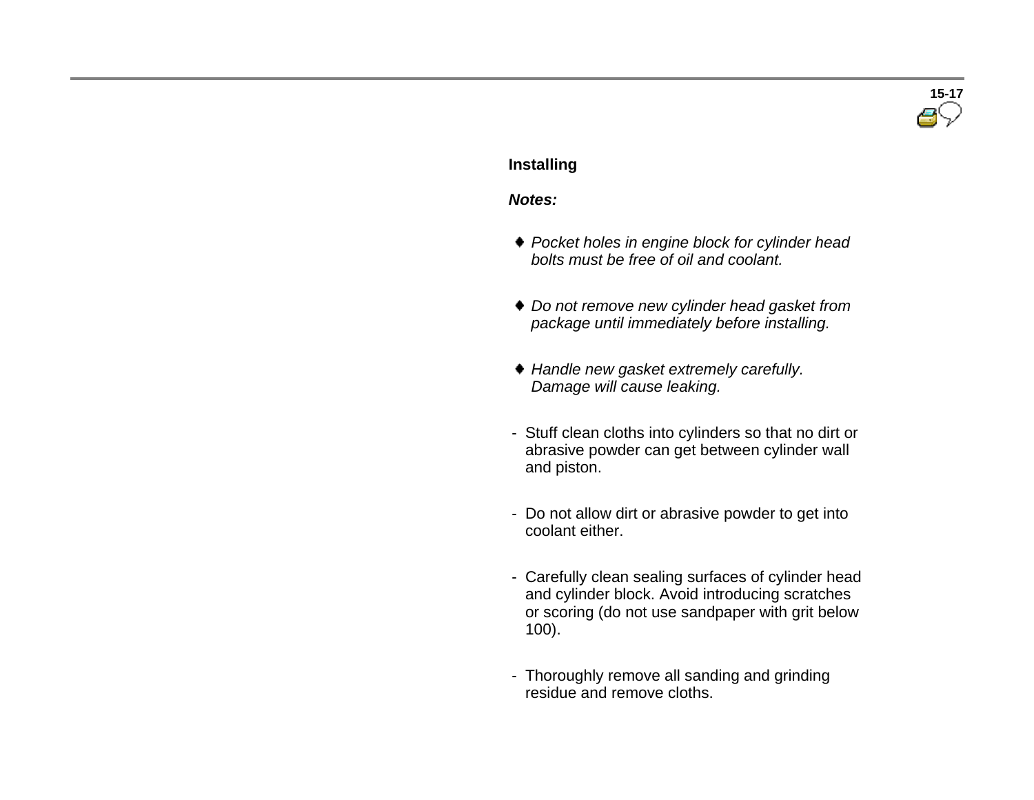## Installing

***Notes:***

- *Pocket holes in engine block for cylinder head bolts must be free of oil and coolant.*
- *Do not remove new cylinder head gasket from package until immediately before installing.*
- *Handle new gasket extremely carefully. Damage will cause leaking.*

- Stuff clean cloths into cylinders so that no dirt or abrasive powder can get between cylinder wall and piston.
- Do not allow dirt or abrasive powder to get into coolant either.
- Carefully clean sealing surfaces of cylinder head and cylinder block. Avoid introducing scratches or scoring (do not use sandpaper with grit below 100).
- Thoroughly remove all sanding and grinding residue and remove cloths.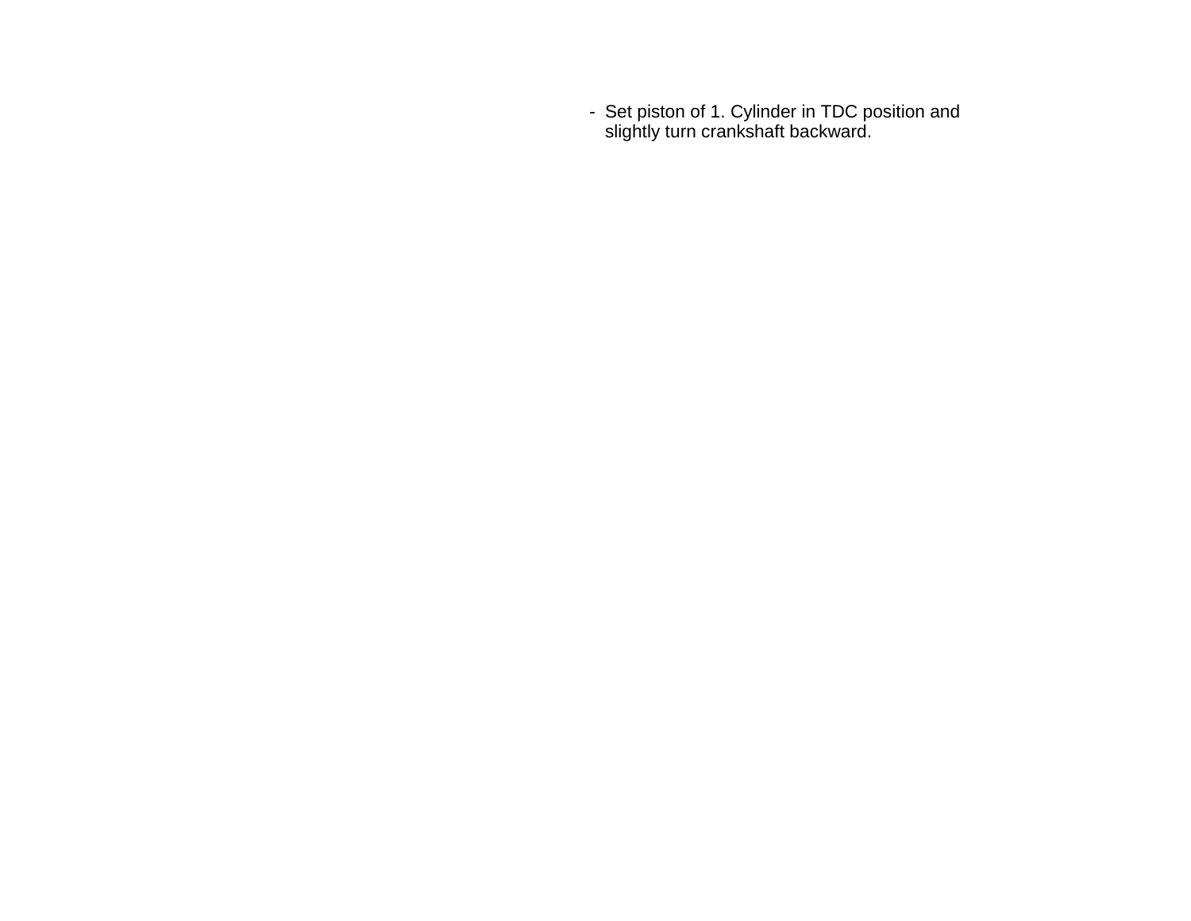- Set piston of 1. Cylinder in TDC position and slightly turn crankshaft backward.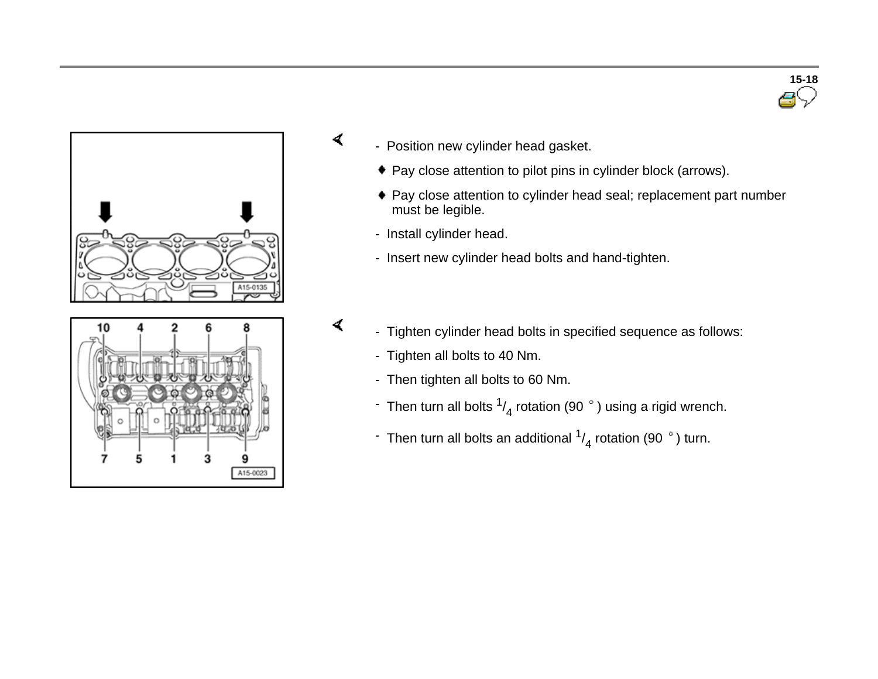- Position new cylinder head gasket.
  - Pay close attention to pilot pins in cylinder block (arrows).
  - Pay close attention to cylinder head seal; replacement part number must be legible.
- Install cylinder head.
- Insert new cylinder head bolts and hand-tighten.

- Tighten cylinder head bolts in specified sequence as follows:
- Tighten all bolts to 40 Nm.
- Then tighten all bolts to 60 Nm.
- Then turn all bolts $^{1}/_{4}$ rotation (90 °) using a rigid wrench.
- Then turn all bolts an additional $^{1}/_{4}$ rotation (90 °) turn.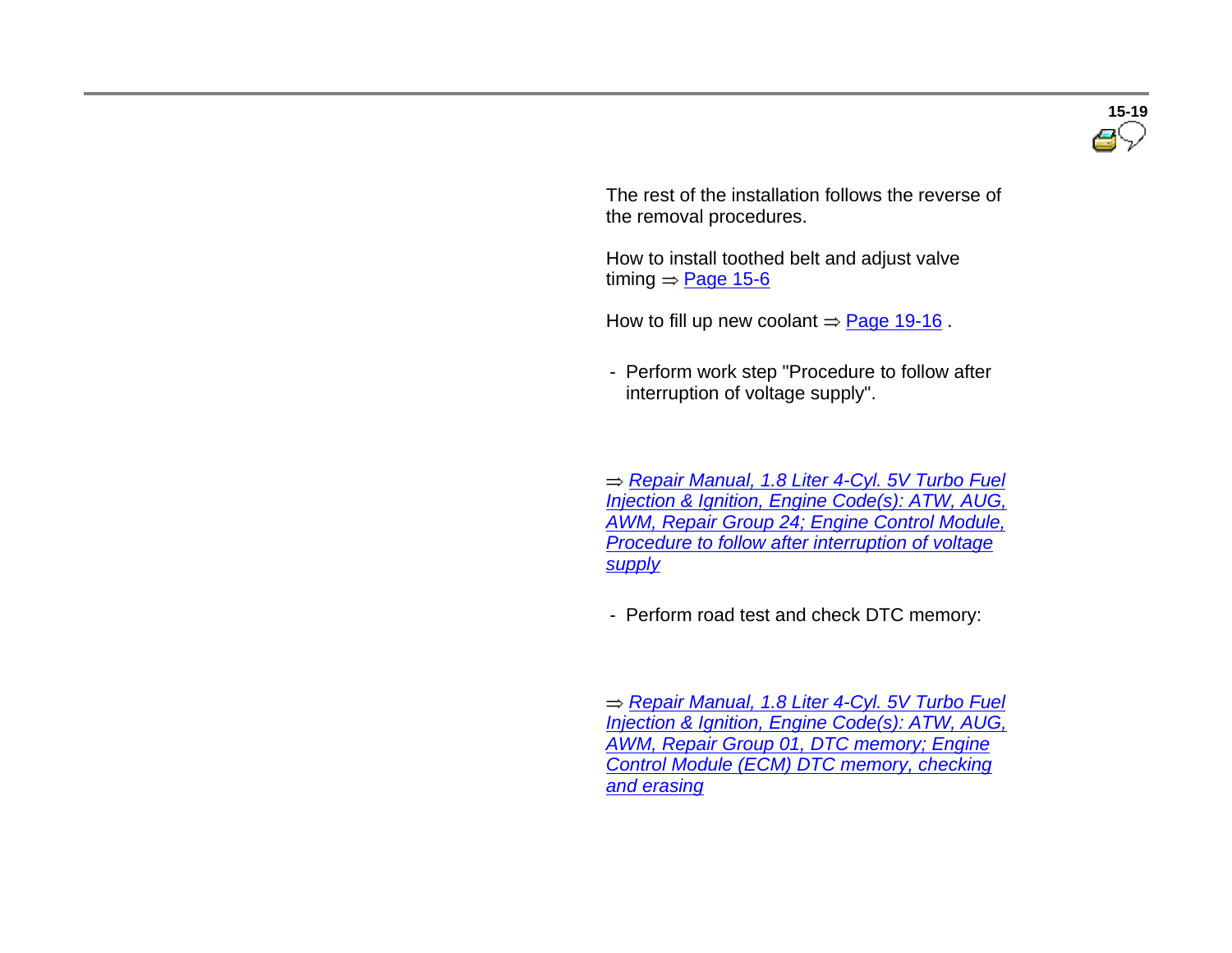The rest of the installation follows the reverse of the removal procedures.

How to install toothed belt and adjust valve timing ⇒ Page 15-6

How to fill up new coolant ⇒ Page 19-16 .

- Perform work step "Procedure to follow after interruption of voltage supply".

⇒ *Repair Manual, 1.8 Liter 4-Cyl. 5V Turbo Fuel Injection & Ignition, Engine Code(s): ATW, AUG, AWM, Repair Group 24; Engine Control Module, Procedure to follow after interruption of voltage supply*

- Perform road test and check DTC memory:

⇒ *Repair Manual, 1.8 Liter 4-Cyl. 5V Turbo Fuel Injection & Ignition, Engine Code(s): ATW, AUG, AWM, Repair Group 01, DTC memory; Engine Control Module (ECM) DTC memory, checking and erasing*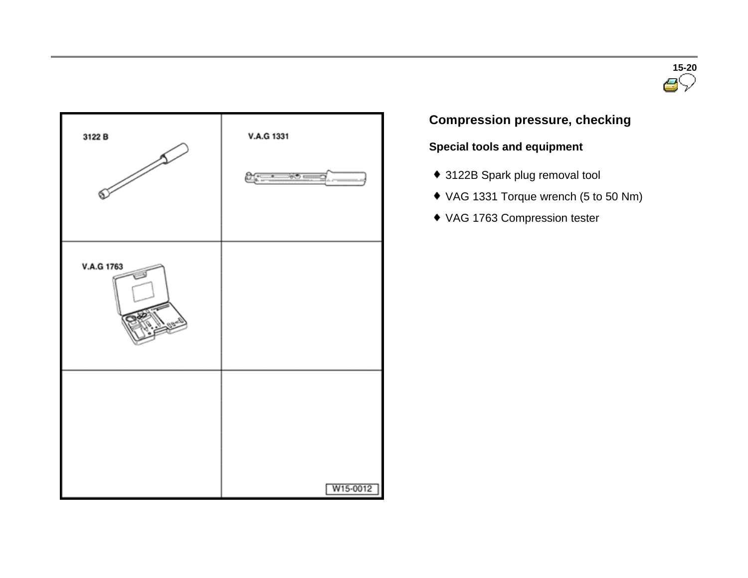## Compression pressure, checking

### Special tools and equipment

- 3122B Spark plug removal tool
- VAG 1331 Torque wrench (5 to 50 Nm)
- VAG 1763 Compression tester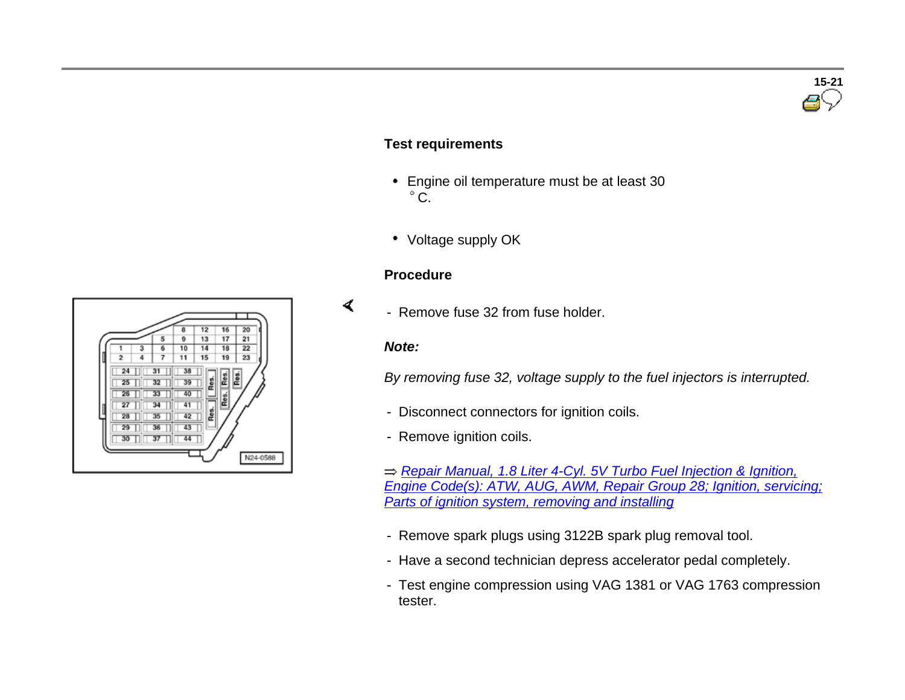### Test requirements

- Engine oil temperature must be at least 30 °C.
- Voltage supply OK

### Procedure

- Remove fuse 32 from fuse holder.

***Note:***

*By removing fuse 32, voltage supply to the fuel injectors is interrupted.*

- Disconnect connectors for ignition coils.
- Remove ignition coils.

⇒ *Repair Manual, 1.8 Liter 4-Cyl. 5V Turbo Fuel Injection & Ignition, Engine Code(s): ATW, AUG, AWM, Repair Group 28; Ignition, servicing; Parts of ignition system, removing and installing*

- Remove spark plugs using 3122B spark plug removal tool.
- Have a second technician depress accelerator pedal completely.
- Test engine compression using VAG 1381 or VAG 1763 compression tester.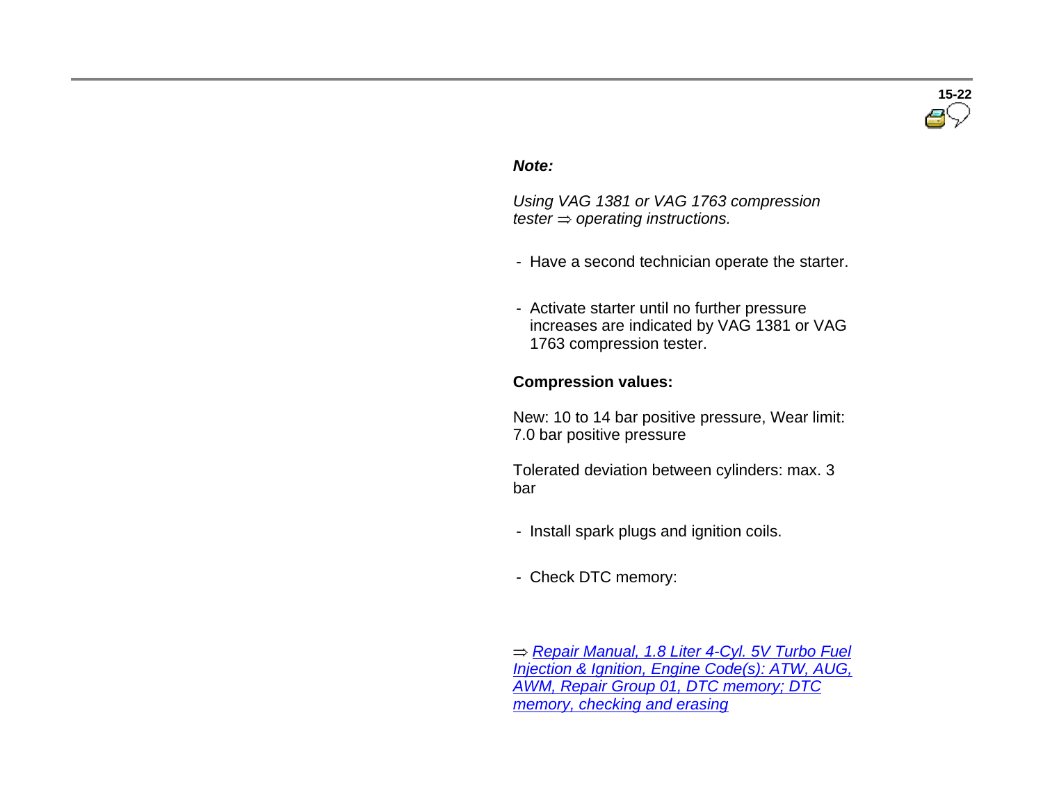***Note:***

*Using VAG 1381 or VAG 1763 compression tester ⇒ operating instructions.*

- Have a second technician operate the starter.

- Activate starter until no further pressure increases are indicated by VAG 1381 or VAG 1763 compression tester.

**Compression values:**

New: 10 to 14 bar positive pressure, Wear limit: 7.0 bar positive pressure

Tolerated deviation between cylinders: max. 3 bar

- Install spark plugs and ignition coils.

- Check DTC memory:

⇒ *Repair Manual, 1.8 Liter 4-Cyl. 5V Turbo Fuel Injection & Ignition, Engine Code(s): ATW, AUG, AWM, Repair Group 01, DTC memory; DTC memory, checking and erasing*